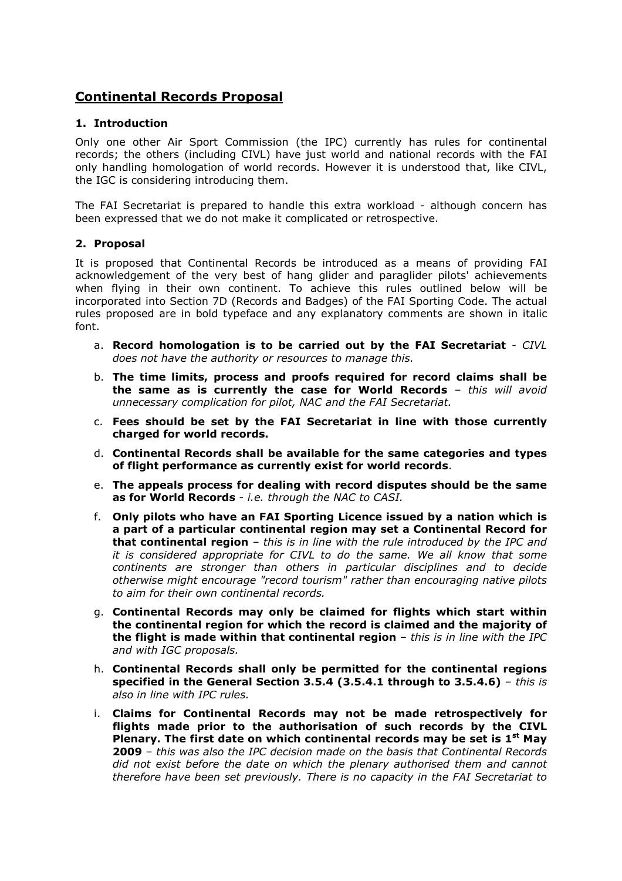# Continental Records Proposal

## 1. Introduction

Only one other Air Sport Commission (the IPC) currently has rules for continental records; the others (including CIVL) have just world and national records with the FAI only handling homologation of world records. However it is understood that, like CIVL, the IGC is considering introducing them.

The FAI Secretariat is prepared to handle this extra workload - although concern has been expressed that we do not make it complicated or retrospective.

## 2. Proposal

It is proposed that Continental Records be introduced as a means of providing FAI acknowledgement of the very best of hang glider and paraglider pilots' achievements when flying in their own continent. To achieve this rules outlined below will be incorporated into Section 7D (Records and Badges) of the FAI Sporting Code. The actual rules proposed are in bold typeface and any explanatory comments are shown in italic font.

a. **Record homologation is to be carried out by the FAI Secretariat** - *CIVL does not have the authority or resources to manage this.*

b. **The time limits, process and proofs required for record claims shall be the same as is currently the case for World Records** – *this will avoid unnecessary complication for pilot, NAC and the FAI Secretariat.*

c. **Fees should be set by the FAI Secretariat in line with those currently charged for world records.**

d. **Continental Records shall be available for the same categories and types of flight performance as currently exist for world records**.

e. **The appeals process for dealing with record disputes should be the same as for World Records** - *i.e. through the NAC to CASI.*

f. **Only pilots who have an FAI Sporting Licence issued by a nation which is a part of a particular continental region may set a Continental Record for that continental region** – *this is in line with the rule introduced by the IPC and it is considered appropriate for CIVL to do the same. We all know that some continents are stronger than others in particular disciplines and to decide otherwise might encourage "record tourism" rather than encouraging native pilots to aim for their own continental records.*

g. **Continental Records may only be claimed for flights which start within the continental region for which the record is claimed and the majority of the flight is made within that continental region** – *this is in line with the IPC and with IGC proposals.*

h. **Continental Records shall only be permitted for the continental regions specified in the General Section 3.5.4 (3.5.4.1 through to 3.5.4.6)** – *this is also in line with IPC rules.*

i. **Claims for Continental Records may not be made retrospectively for flights made prior to the authorisation of such records by the CIVL Plenary. The first date on which continental records may be set is 1st May 2009** – *this was also the IPC decision made on the basis that Continental Records did not exist before the date on which the plenary authorised them and cannot therefore have been set previously. There is no capacity in the FAI Secretariat to*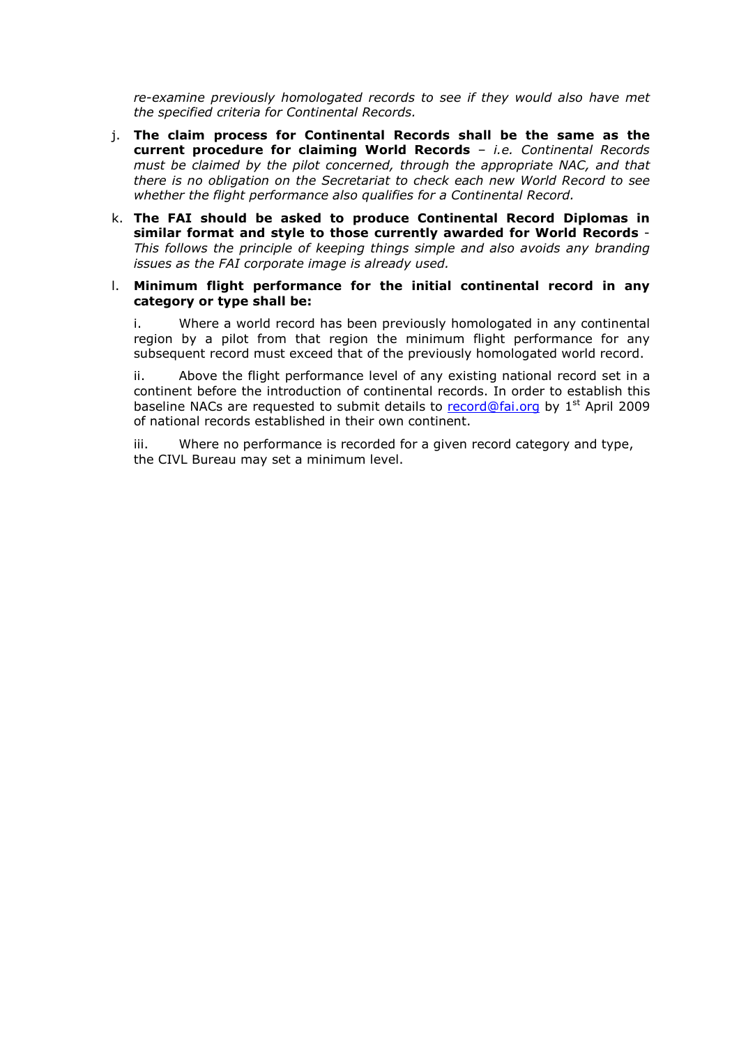*re-examine previously homologated records to see if they would also have met the specified criteria for Continental Records.*

j. **The claim process for Continental Records shall be the same as the current procedure for claiming World Records** – *i.e. Continental Records must be claimed by the pilot concerned, through the appropriate NAC, and that there is no obligation on the Secretariat to check each new World Record to see whether the flight performance also qualifies for a Continental Record.*

k. **The FAI should be asked to produce Continental Record Diplomas in similar format and style to those currently awarded for World Records** - *This follows the principle of keeping things simple and also avoids any branding issues as the FAI corporate image is already used.*

l. **Minimum flight performance for the initial continental record in any category or type shall be:**

   i. Where a world record has been previously homologated in any continental region by a pilot from that region the minimum flight performance for any subsequent record must exceed that of the previously homologated world record.

   ii. Above the flight performance level of any existing national record set in a continent before the introduction of continental records. In order to establish this baseline NACs are requested to submit details to record@fai.org by 1st April 2009 of national records established in their own continent.

   iii. Where no performance is recorded for a given record category and type, the CIVL Bureau may set a minimum level.